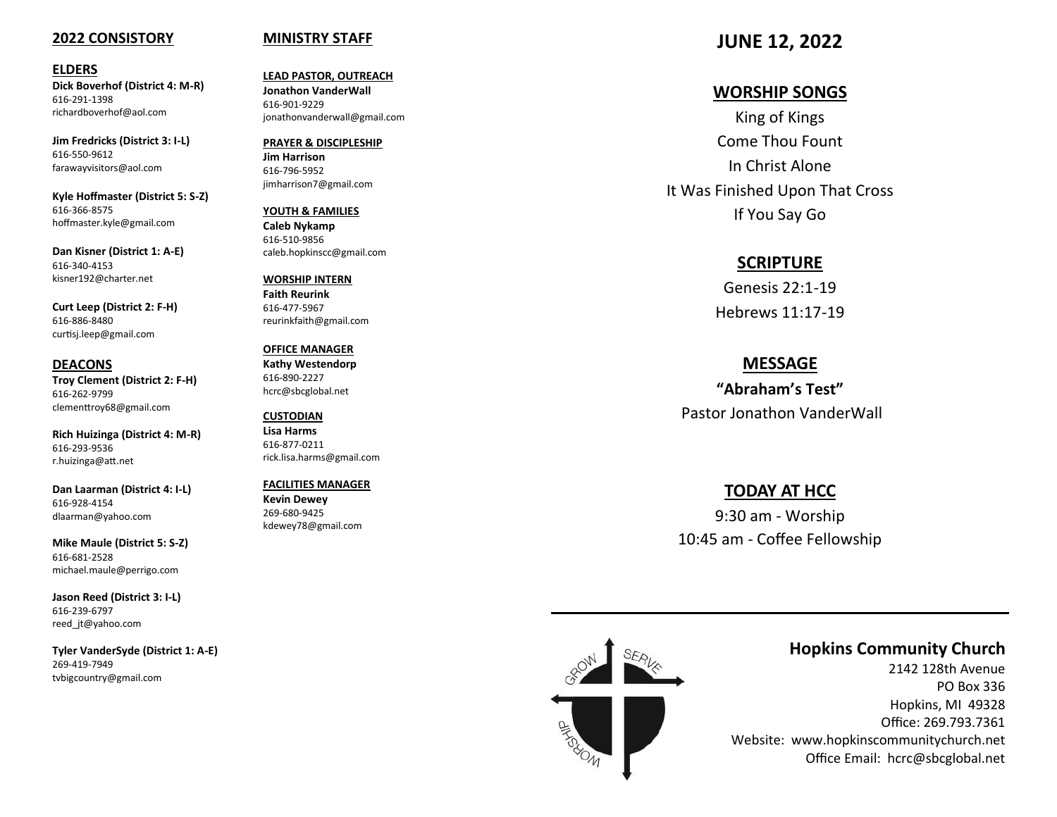## 2022 CONSISTORY

### ELDERS

**Dick Boverhof (District 4: M-R)**
616-291-1398
richardboverhof@aol.com

**Jim Fredricks (District 3: I-L)**
616-550-9612
farawayvisitors@aol.com

**Kyle Hoffmaster (District 5: S-Z)**
616-366-8575
hoffmaster.kyle@gmail.com

**Dan Kisner (District 1: A-E)**
616-340-4153
kisner192@charter.net

**Curt Leep (District 2: F-H)**
616-886-8480
curtisj.leep@gmail.com

### DEACONS

**Troy Clement (District 2: F-H)**
616-262-9799
clementtroy68@gmail.com

**Rich Huizinga (District 4: M-R)**
616-293-9536
r.huizinga@att.net

**Dan Laarman (District 4: I-L)**
616-928-4154
dlaarman@yahoo.com

**Mike Maule (District 5: S-Z)**
616-681-2528
michael.maule@perrigo.com

**Jason Reed (District 3: I-L)**
616-239-6797
reed_jt@yahoo.com

**Tyler VanderSyde (District 1: A-E)**
269-419-7949
tvbigcountry@gmail.com

## MINISTRY STAFF

**LEAD PASTOR, OUTREACH**
**Jonathon VanderWall**
616-901-9229
jonathonvanderwall@gmail.com

**PRAYER & DISCIPLESHIP**
**Jim Harrison**
616-796-5952
jimharrison7@gmail.com

**YOUTH & FAMILIES**
**Caleb Nykamp**
616-510-9856
caleb.hopkinscc@gmail.com

**WORSHIP INTERN**
**Faith Reurink**
616-477-5967
reurinkfaith@gmail.com

**OFFICE MANAGER**
**Kathy Westendorp**
616-890-2227
hcrc@sbcglobal.net

**CUSTODIAN**
**Lisa Harms**
616-877-0211
rick.lisa.harms@gmail.com

**FACILITIES MANAGER**
**Kevin Dewey**
269-680-9425
kdewey78@gmail.com

# JUNE 12, 2022

## WORSHIP SONGS

King of Kings
Come Thou Fount
In Christ Alone
It Was Finished Upon That Cross
If You Say Go

## SCRIPTURE

Genesis 22:1-19
Hebrews 11:17-19

## MESSAGE

**"Abraham's Test"**
Pastor Jonathon VanderWall

## TODAY AT HCC

9:30 am - Worship
10:45 am - Coffee Fellowship

---

GROW SERVE WORSHIP

**Hopkins Community Church**
2142 128th Avenue
PO Box 336
Hopkins, MI 49328
Office: 269.793.7361
Website: www.hopkinscommunitychurch.net
Office Email: hcrc@sbcglobal.net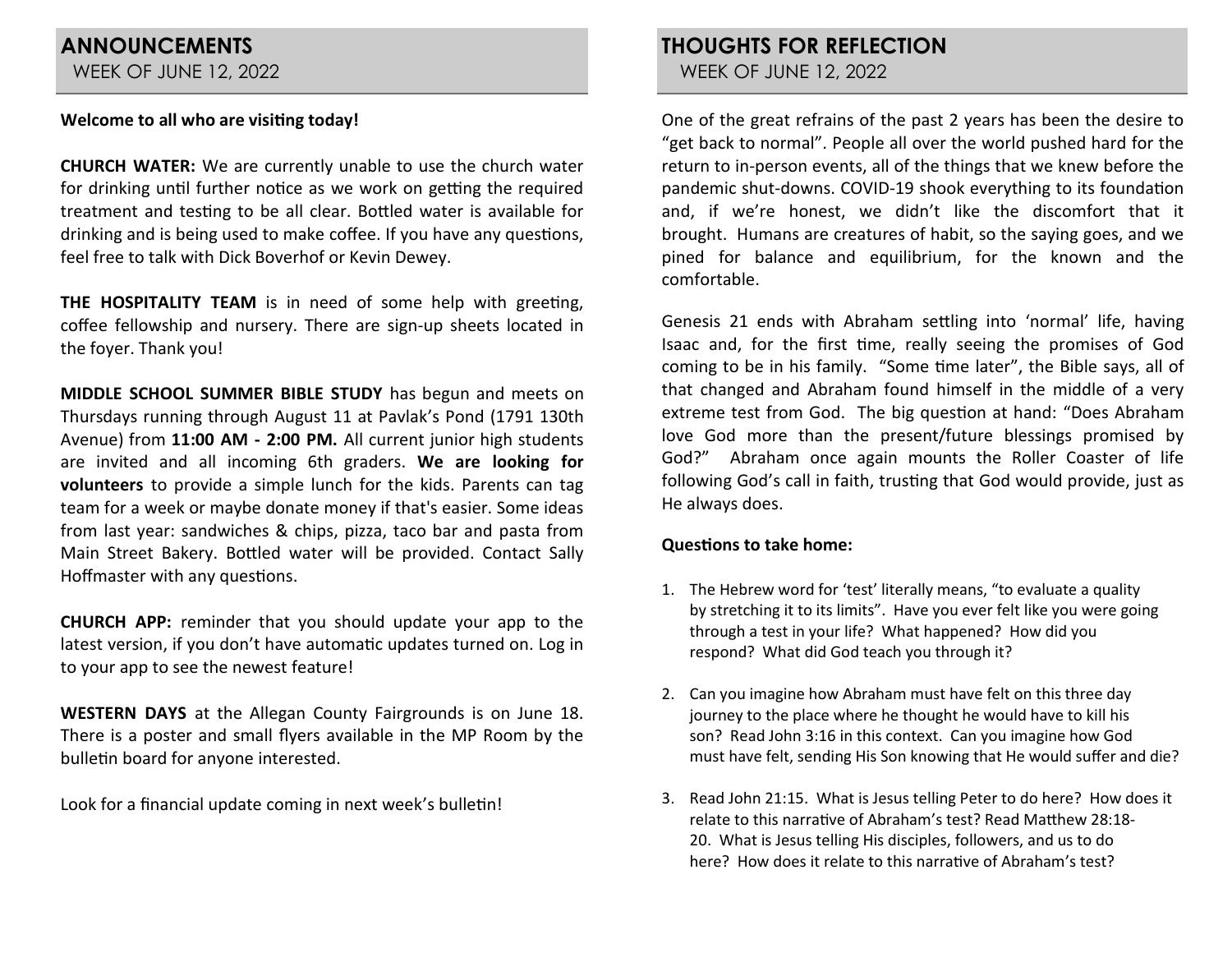## ANNOUNCEMENTS

WEEK OF JUNE 12, 2022

**Welcome to all who are visiting today!**

**CHURCH WATER:** We are currently unable to use the church water for drinking until further notice as we work on getting the required treatment and testing to be all clear. Bottled water is available for drinking and is being used to make coffee. If you have any questions, feel free to talk with Dick Boverhof or Kevin Dewey.

**THE HOSPITALITY TEAM** is in need of some help with greeting, coffee fellowship and nursery. There are sign-up sheets located in the foyer. Thank you!

**MIDDLE SCHOOL SUMMER BIBLE STUDY** has begun and meets on Thursdays running through August 11 at Pavlak's Pond (1791 130th Avenue) from **11:00 AM - 2:00 PM.** All current junior high students are invited and all incoming 6th graders. **We are looking for volunteers** to provide a simple lunch for the kids. Parents can tag team for a week or maybe donate money if that's easier. Some ideas from last year: sandwiches & chips, pizza, taco bar and pasta from Main Street Bakery. Bottled water will be provided. Contact Sally Hoffmaster with any questions.

**CHURCH APP:** reminder that you should update your app to the latest version, if you don't have automatic updates turned on. Log in to your app to see the newest feature!

**WESTERN DAYS** at the Allegan County Fairgrounds is on June 18. There is a poster and small flyers available in the MP Room by the bulletin board for anyone interested.

Look for a financial update coming in next week's bulletin!

## THOUGHTS FOR REFLECTION

WEEK OF JUNE 12, 2022

One of the great refrains of the past 2 years has been the desire to "get back to normal". People all over the world pushed hard for the return to in-person events, all of the things that we knew before the pandemic shut-downs. COVID-19 shook everything to its foundation and, if we're honest, we didn't like the discomfort that it brought. Humans are creatures of habit, so the saying goes, and we pined for balance and equilibrium, for the known and the comfortable.

Genesis 21 ends with Abraham settling into 'normal' life, having Isaac and, for the first time, really seeing the promises of God coming to be in his family. "Some time later", the Bible says, all of that changed and Abraham found himself in the middle of a very extreme test from God. The big question at hand: "Does Abraham love God more than the present/future blessings promised by God?" Abraham once again mounts the Roller Coaster of life following God's call in faith, trusting that God would provide, just as He always does.

**Questions to take home:**

1. The Hebrew word for 'test' literally means, "to evaluate a quality by stretching it to its limits". Have you ever felt like you were going through a test in your life? What happened? How did you respond? What did God teach you through it?
2. Can you imagine how Abraham must have felt on this three day journey to the place where he thought he would have to kill his son? Read John 3:16 in this context. Can you imagine how God must have felt, sending His Son knowing that He would suffer and die?
3. Read John 21:15. What is Jesus telling Peter to do here? How does it relate to this narrative of Abraham's test? Read Matthew 28:18-20. What is Jesus telling His disciples, followers, and us to do here? How does it relate to this narrative of Abraham's test?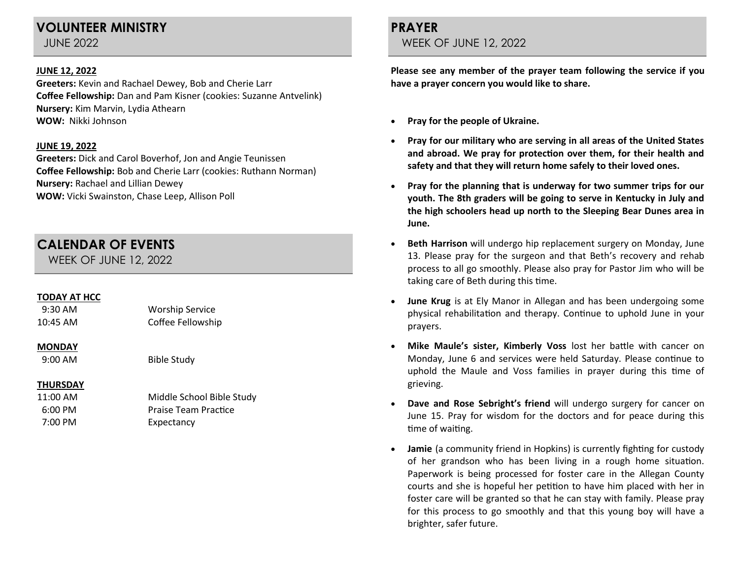## VOLUNTEER MINISTRY

JUNE 2022

**JUNE 12, 2022**

**Greeters:** Kevin and Rachael Dewey, Bob and Cherie Larr
**Coffee Fellowship:** Dan and Pam Kisner (cookies: Suzanne Antvelink)
**Nursery:** Kim Marvin, Lydia Athearn
**WOW:** Nikki Johnson

**JUNE 19, 2022**

**Greeters:** Dick and Carol Boverhof, Jon and Angie Teunissen
**Coffee Fellowship:** Bob and Cherie Larr (cookies: Ruthann Norman)
**Nursery:** Rachael and Lillian Dewey
**WOW:** Vicki Swainston, Chase Leep, Allison Poll

## CALENDAR OF EVENTS

WEEK OF JUNE 12, 2022

**TODAY AT HCC**

| | |
|---|---|
| 9:30 AM | Worship Service |
| 10:45 AM | Coffee Fellowship |

**MONDAY**

| | |
|---|---|
| 9:00 AM | Bible Study |

**THURSDAY**

| | |
|---|---|
| 11:00 AM | Middle School Bible Study |
| 6:00 PM | Praise Team Practice |
| 7:00 PM | Expectancy |

## PRAYER

WEEK OF JUNE 12, 2022

**Please see any member of the prayer team following the service if you have a prayer concern you would like to share.**

- **Pray for the people of Ukraine.**
- **Pray for our military who are serving in all areas of the United States and abroad. We pray for protection over them, for their health and safety and that they will return home safely to their loved ones.**
- **Pray for the planning that is underway for two summer trips for our youth. The 8th graders will be going to serve in Kentucky in July and the high schoolers head up north to the Sleeping Bear Dunes area in June.**
- **Beth Harrison** will undergo hip replacement surgery on Monday, June 13. Please pray for the surgeon and that Beth's recovery and rehab process to all go smoothly. Please also pray for Pastor Jim who will be taking care of Beth during this time.
- **June Krug** is at Ely Manor in Allegan and has been undergoing some physical rehabilitation and therapy. Continue to uphold June in your prayers.
- **Mike Maule's sister, Kimberly Voss** lost her battle with cancer on Monday, June 6 and services were held Saturday. Please continue to uphold the Maule and Voss families in prayer during this time of grieving.
- **Dave and Rose Sebright's friend** will undergo surgery for cancer on June 15. Pray for wisdom for the doctors and for peace during this time of waiting.
- **Jamie** (a community friend in Hopkins) is currently fighting for custody of her grandson who has been living in a rough home situation. Paperwork is being processed for foster care in the Allegan County courts and she is hopeful her petition to have him placed with her in foster care will be granted so that he can stay with family. Please pray for this process to go smoothly and that this young boy will have a brighter, safer future.